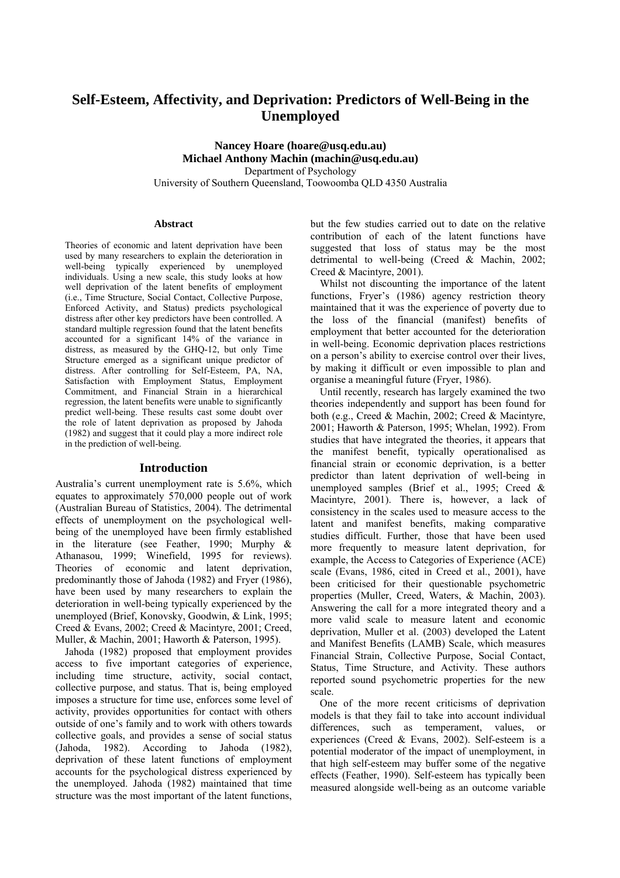# Self-Esteem, Affectivity, and Deprivation: Predictors of Well-Being in the Unemployed

**Nancy Hoare (hoare@usq.edu.au)**
**Michael Anthony Machin (machin@usq.edu.au)**
Department of Psychology
University of Southern Queensland, Toowoomba QLD 4350 Australia

## Abstract

Theories of economic and latent deprivation have been used by many researchers to explain the deterioration in well-being typically experienced by unemployed individuals. Using a new scale, this study looks at how well deprivation of the latent benefits of employment (i.e., Time Structure, Social Contact, Collective Purpose, Enforced Activity, and Status) predicts psychological distress after other key predictors have been controlled. A standard multiple regression found that the latent benefits accounted for a significant 14% of the variance in distress, as measured by the GHQ-12, but only Time Structure emerged as a significant unique predictor of distress. After controlling for Self-Esteem, PA, NA, Satisfaction with Employment Status, Employment Commitment, and Financial Strain in a hierarchical regression, the latent benefits were unable to significantly predict well-being. These results cast some doubt over the role of latent deprivation as proposed by Jahoda (1982) and suggest that it could play a more indirect role in the prediction of well-being.

## Introduction

Australia's current unemployment rate is 5.6%, which equates to approximately 570,000 people out of work (Australian Bureau of Statistics, 2004). The detrimental effects of unemployment on the psychological well-being of the unemployed have been firmly established in the literature (see Feather, 1990; Murphy & Athanasou, 1999; Winefield, 1995 for reviews). Theories of economic and latent deprivation, predominantly those of Jahoda (1982) and Fryer (1986), have been used by many researchers to explain the deterioration in well-being typically experienced by the unemployed (Brief, Konovsky, Goodwin, & Link, 1995; Creed & Evans, 2002; Creed & Macintyre, 2001; Creed, Muller, & Machin, 2001; Haworth & Paterson, 1995).

Jahoda (1982) proposed that employment provides access to five important categories of experience, including time structure, activity, social contact, collective purpose, and status. That is, being employed imposes a structure for time use, enforces some level of activity, provides opportunities for contact with others outside of one's family and to work with others towards collective goals, and provides a sense of social status (Jahoda, 1982). According to Jahoda (1982), deprivation of these latent functions of employment accounts for the psychological distress experienced by the unemployed. Jahoda (1982) maintained that time structure was the most important of the latent functions, but the few studies carried out to date on the relative contribution of each of the latent functions have suggested that loss of status may be the most detrimental to well-being (Creed & Machin, 2002; Creed & Macintyre, 2001).

Whilst not discounting the importance of the latent functions, Fryer's (1986) agency restriction theory maintained that it was the experience of poverty due to the loss of the financial (manifest) benefits of employment that better accounted for the deterioration in well-being. Economic deprivation places restrictions on a person's ability to exercise control over their lives, by making it difficult or even impossible to plan and organise a meaningful future (Fryer, 1986).

Until recently, research has largely examined the two theories independently and support has been found for both (e.g., Creed & Machin, 2002; Creed & Macintyre, 2001; Haworth & Paterson, 1995; Whelan, 1992). From studies that have integrated the theories, it appears that the manifest benefit, typically operationalised as financial strain or economic deprivation, is a better predictor than latent deprivation of well-being in unemployed samples (Brief et al., 1995; Creed & Macintyre, 2001). There is, however, a lack of consistency in the scales used to measure access to the latent and manifest benefits, making comparative studies difficult. Further, those that have been used more frequently to measure latent deprivation, for example, the Access to Categories of Experience (ACE) scale (Evans, 1986, cited in Creed et al., 2001), have been criticised for their questionable psychometric properties (Muller, Creed, Waters, & Machin, 2003). Answering the call for a more integrated theory and a more valid scale to measure latent and economic deprivation, Muller et al. (2003) developed the Latent and Manifest Benefits (LAMB) Scale, which measures Financial Strain, Collective Purpose, Social Contact, Status, Time Structure, and Activity. These authors reported sound psychometric properties for the new scale.

One of the more recent criticisms of deprivation models is that they fail to take into account individual differences, such as temperament, values, or experiences (Creed & Evans, 2002). Self-esteem is a potential moderator of the impact of unemployment, in that high self-esteem may buffer some of the negative effects (Feather, 1990). Self-esteem has typically been measured alongside well-being as an outcome variable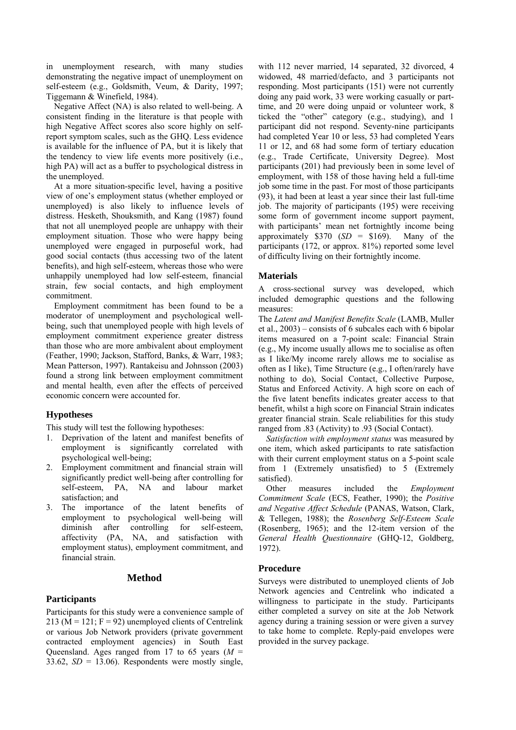in unemployment research, with many studies demonstrating the negative impact of unemployment on self-esteem (e.g., Goldsmith, Veum, & Darity, 1997; Tiggemann & Winefield, 1984).

Negative Affect (NA) is also related to well-being. A consistent finding in the literature is that people with high Negative Affect scores also score highly on self-report symptom scales, such as the GHQ. Less evidence is available for the influence of PA, but it is likely that the tendency to view life events more positively (i.e., high PA) will act as a buffer to psychological distress in the unemployed.

At a more situation-specific level, having a positive view of one's employment status (whether employed or unemployed) is also likely to influence levels of distress. Hesketh, Shouksmith, and Kang (1987) found that not all unemployed people are unhappy with their employment situation. Those who were happy being unemployed were engaged in purposeful work, had good social contacts (thus accessing two of the latent benefits), and high self-esteem, whereas those who were unhappily unemployed had low self-esteem, financial strain, few social contacts, and high employment commitment.

Employment commitment has been found to be a moderator of unemployment and psychological well-being, such that unemployed people with high levels of employment commitment experience greater distress than those who are more ambivalent about employment (Feather, 1990; Jackson, Stafford, Banks, & Warr, 1983; Mean Patterson, 1997). Rantakeisu and Johnsson (2003) found a strong link between employment commitment and mental health, even after the effects of perceived economic concern were accounted for.

### Hypotheses

This study will test the following hypotheses:

1. Deprivation of the latent and manifest benefits of employment is significantly correlated with psychological well-being;
2. Employment commitment and financial strain will significantly predict well-being after controlling for self-esteem, PA, NA and labour market satisfaction; and
3. The importance of the latent benefits of employment to psychological well-being will diminish after controlling for self-esteem, affectivity (PA, NA, and satisfaction with employment status), employment commitment, and financial strain.

## Method

### Participants

Participants for this study were a convenience sample of 213 (M = 121; F = 92) unemployed clients of Centrelink or various Job Network providers (private government contracted employment agencies) in South East Queensland. Ages ranged from 17 to 65 years ($M$ = 33.62, $SD$ = 13.06). Respondents were mostly single, with 112 never married, 14 separated, 32 divorced, 4 widowed, 48 married/defacto, and 3 participants not responding. Most participants (151) were not currently doing any paid work, 33 were working casually or part-time, and 20 were doing unpaid or volunteer work, 8 ticked the "other" category (e.g., studying), and 1 participant did not respond. Seventy-nine participants had completed Year 10 or less, 53 had completed Years 11 or 12, and 68 had some form of tertiary education (e.g., Trade Certificate, University Degree). Most participants (201) had previously been in some level of employment, with 158 of those having held a full-time job some time in the past. For most of those participants (93), it had been at least a year since their last full-time job. The majority of participants (195) were receiving some form of government income support payment, with participants' mean net fortnightly income being approximately $370 ($SD$ = $169). Many of the participants (172, or approx. 81%) reported some level of difficulty living on their fortnightly income.

### Materials

A cross-sectional survey was developed, which included demographic questions and the following measures:

The *Latent and Manifest Benefits Scale* (LAMB, Muller et al., 2003) – consists of 6 subcales each with 6 bipolar items measured on a 7-point scale: Financial Strain (e.g., My income usually allows me to socialise as often as I like/My income rarely allows me to socialise as often as I like), Time Structure (e.g., I often/rarely have nothing to do), Social Contact, Collective Purpose, Status and Enforced Activity. A high score on each of the five latent benefits indicates greater access to that benefit, whilst a high score on Financial Strain indicates greater financial strain. Scale reliabilities for this study ranged from .83 (Activity) to .93 (Social Contact).

*Satisfaction with employment status* was measured by one item, which asked participants to rate satisfaction with their current employment status on a 5-point scale from 1 (Extremely unsatisfied) to 5 (Extremely satisfied).

Other measures included the *Employment Commitment Scale* (ECS, Feather, 1990); the *Positive and Negative Affect Schedule* (PANAS, Watson, Clark, & Tellegen, 1988); the *Rosenberg Self-Esteem Scale* (Rosenberg, 1965); and the 12-item version of the *General Health Questionnaire* (GHQ-12, Goldberg, 1972).

### Procedure

Surveys were distributed to unemployed clients of Job Network agencies and Centrelink who indicated a willingness to participate in the study. Participants either completed a survey on site at the Job Network agency during a training session or were given a survey to take home to complete. Reply-paid envelopes were provided in the survey package.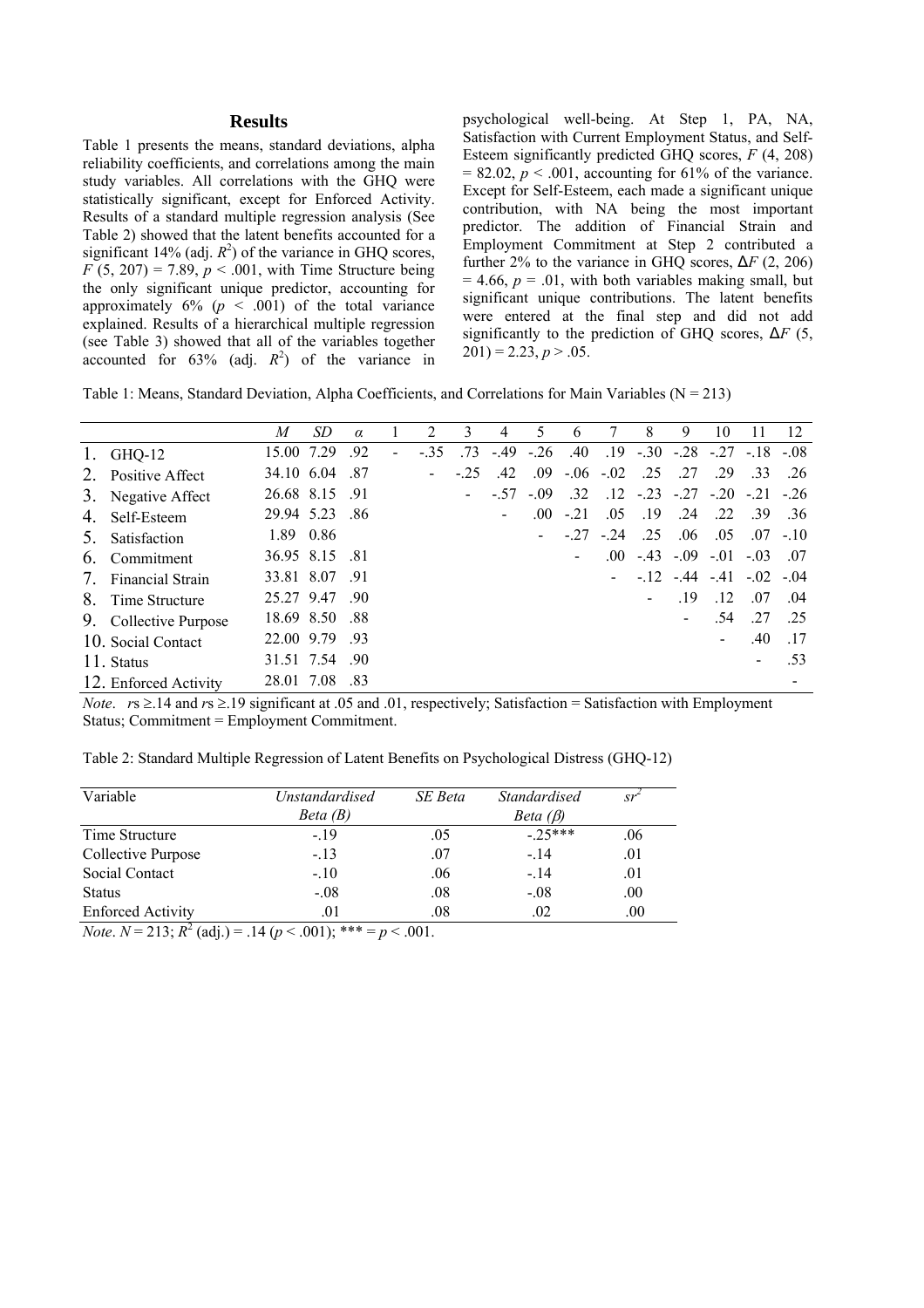## Results

Table 1 presents the means, standard deviations, alpha reliability coefficients, and correlations among the main study variables. All correlations with the GHQ were statistically significant, except for Enforced Activity. Results of a standard multiple regression analysis (See Table 2) showed that the latent benefits accounted for a significant 14% (adj. $R^2$) of the variance in GHQ scores, $F$ (5, 207) = 7.89, $p$ < .001, with Time Structure being the only significant unique predictor, accounting for approximately 6% ($p$ < .001) of the total variance explained. Results of a hierarchical multiple regression (see Table 3) showed that all of the variables together accounted for 63% (adj. $R^2$) of the variance in psychological well-being. At Step 1, PA, NA, Satisfaction with Current Employment Status, and Self-Esteem significantly predicted GHQ scores, $F$ (4, 208) = 82.02, $p$ < .001, accounting for 61% of the variance. Except for Self-Esteem, each made a significant unique contribution, with NA being the most important predictor. The addition of Financial Strain and Employment Commitment at Step 2 contributed a further 2% to the variance in GHQ scores, $\Delta F$ (2, 206) = 4.66, $p$ = .01, with both variables making small, but significant unique contributions. The latent benefits were entered at the final step and did not add significantly to the prediction of GHQ scores, $\Delta F$ (5, 201) = 2.23, $p$ > .05.

Table 1: Means, Standard Deviation, Alpha Coefficients, and Correlations for Main Variables (N = 213)

| | *M* | *SD* | *α* | 1 | 2 | 3 | 4 | 5 | 6 | 7 | 8 | 9 | 10 | 11 | 12 |
|---|---|---|---|---|---|---|---|---|---|---|---|---|---|---|---|
| 1. GHQ-12 | 15.00 | 7.29 | .92 | - | -.35 | .73 | -.49 | -.26 | .40 | .19 | -.30 | -.28 | -.27 | -.18 | -.08 |
| 2. Positive Affect | 34.10 | 6.04 | .87 | | - | -.25 | .42 | .09 | -.06 | -.02 | .25 | .27 | .29 | .33 | .26 |
| 3. Negative Affect | 26.68 | 8.15 | .91 | | | - | -.57 | -.09 | .32 | .12 | -.23 | -.27 | -.20 | -.21 | -.26 |
| 4. Self-Esteem | 29.94 | 5.23 | .86 | | | | - | .00 | -.21 | .05 | .19 | .24 | .22 | .39 | .36 |
| 5. Satisfaction | 1.89 | 0.86 | | | | | | - | -.27 | -.24 | .25 | .06 | .05 | .07 | -.10 |
| 6. Commitment | 36.95 | 8.15 | .81 | | | | | | - | .00 | -.43 | -.09 | -.01 | -.03 | .07 |
| 7. Financial Strain | 33.81 | 8.07 | .91 | | | | | | | - | -.12 | -.44 | -.41 | -.02 | -.04 |
| 8. Time Structure | 25.27 | 9.47 | .90 | | | | | | | | - | .19 | .12 | .07 | .04 |
| 9. Collective Purpose | 18.69 | 8.50 | .88 | | | | | | | | | - | .54 | .27 | .25 |
| 10. Social Contact | 22.00 | 9.79 | .93 | | | | | | | | | | - | .40 | .17 |
| 11. Status | 31.51 | 7.54 | .90 | | | | | | | | | | | - | .53 |
| 12. Enforced Activity | 28.01 | 7.08 | .83 | | | | | | | | | | | | - |

*Note*. $r$s ≥.14 and $r$s ≥.19 significant at .05 and .01, respectively; Satisfaction = Satisfaction with Employment Status; Commitment = Employment Commitment.

Table 2: Standard Multiple Regression of Latent Benefits on Psychological Distress (GHQ-12)

| Variable | *Unstandardised Beta (B)* | *SE Beta* | *Standardised Beta (β)* | $sr^2$ |
|---|---|---|---|---|
| Time Structure | -.19 | .05 | -.25*** | .06 |
| Collective Purpose | -.13 | .07 | -.14 | .01 |
| Social Contact | -.10 | .06 | -.14 | .01 |
| Status | -.08 | .08 | -.08 | .00 |
| Enforced Activity | .01 | .08 | .02 | .00 |

*Note*. $N$ = 213; $R^2$ (adj.) = .14 ($p$ < .001); *** = $p$ < .001.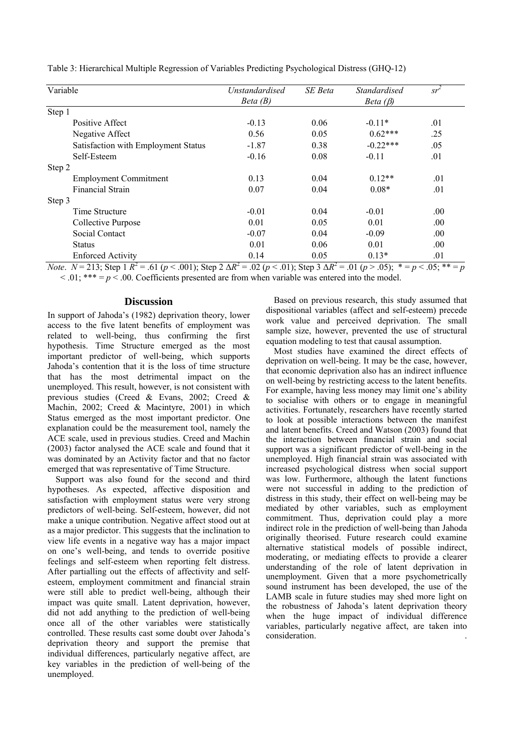Table 3: Hierarchical Multiple Regression of Variables Predicting Psychological Distress (GHQ-12)

| Variable | *Unstandardised Beta (B)* | *SE Beta* | *Standardised Beta (β)* | $sr^2$ |
|---|---|---|---|---|
| Step 1 | | | | |
| Positive Affect | -0.13 | 0.06 | -0.11* | .01 |
| Negative Affect | 0.56 | 0.05 | 0.62*** | .25 |
| Satisfaction with Employment Status | -1.87 | 0.38 | -0.22*** | .05 |
| Self-Esteem | -0.16 | 0.08 | -0.11 | .01 |
| Step 2 | | | | |
| Employment Commitment | 0.13 | 0.04 | 0.12** | .01 |
| Financial Strain | 0.07 | 0.04 | 0.08* | .01 |
| Step 3 | | | | |
| Time Structure | -0.01 | 0.04 | -0.01 | .00 |
| Collective Purpose | 0.01 | 0.05 | 0.01 | .00 |
| Social Contact | -0.07 | 0.04 | -0.09 | .00 |
| Status | 0.01 | 0.06 | 0.01 | .00 |
| Enforced Activity | 0.14 | 0.05 | 0.13* | .01 |

*Note*. $N = 213$; Step 1 $R^2 = .61$ ($p < .001$); Step 2 $\Delta R^2 = .02$ ($p < .01$); Step 3 $\Delta R^2 = .01$ ($p > .05$); * = $p < .05$; ** = $p < .01$; *** = $p < .00$. Coefficients presented are from when variable was entered into the model.

## Discussion

In support of Jahoda's (1982) deprivation theory, lower access to the five latent benefits of employment was related to well-being, thus confirming the first hypothesis. Time Structure emerged as the most important predictor of well-being, which supports Jahoda's contention that it is the loss of time structure that has the most detrimental impact on the unemployed. This result, however, is not consistent with previous studies (Creed & Evans, 2002; Creed & Machin, 2002; Creed & Macintyre, 2001) in which Status emerged as the most important predictor. One explanation could be the measurement tool, namely the ACE scale, used in previous studies. Creed and Machin (2003) factor analysed the ACE scale and found that it was dominated by an Activity factor and that no factor emerged that was representative of Time Structure.

Support was also found for the second and third hypotheses. As expected, affective disposition and satisfaction with employment status were very strong predictors of well-being. Self-esteem, however, did not make a unique contribution. Negative affect stood out at as a major predictor. This suggests that the inclination to view life events in a negative way has a major impact on one's well-being, and tends to override positive feelings and self-esteem when reporting felt distress. After partialling out the effects of affectivity and self-esteem, employment commitment and financial strain were still able to predict well-being, although their impact was quite small. Latent deprivation, however, did not add anything to the prediction of well-being once all of the other variables were statistically controlled. These results cast some doubt over Jahoda's deprivation theory and support the premise that individual differences, particularly negative affect, are key variables in the prediction of well-being of the unemployed.

Based on previous research, this study assumed that dispositional variables (affect and self-esteem) precede work value and perceived deprivation. The small sample size, however, prevented the use of structural equation modeling to test that causal assumption.

Most studies have examined the direct effects of deprivation on well-being. It may be the case, however, that economic deprivation also has an indirect influence on well-being by restricting access to the latent benefits. For example, having less money may limit one's ability to socialise with others or to engage in meaningful activities. Fortunately, researchers have recently started to look at possible interactions between the manifest and latent benefits. Creed and Watson (2003) found that the interaction between financial strain and social support was a significant predictor of well-being in the unemployed. High financial strain was associated with increased psychological distress when social support was low. Furthermore, although the latent functions were not successful in adding to the prediction of distress in this study, their effect on well-being may be mediated by other variables, such as employment commitment. Thus, deprivation could play a more indirect role in the prediction of well-being than Jahoda originally theorised. Future research could examine alternative statistical models of possible indirect, moderating, or mediating effects to provide a clearer understanding of the role of latent deprivation in unemployment. Given that a more psychometrically sound instrument has been developed, the use of the LAMB scale in future studies may shed more light on the robustness of Jahoda's latent deprivation theory when the huge impact of individual difference variables, particularly negative affect, are taken into consideration.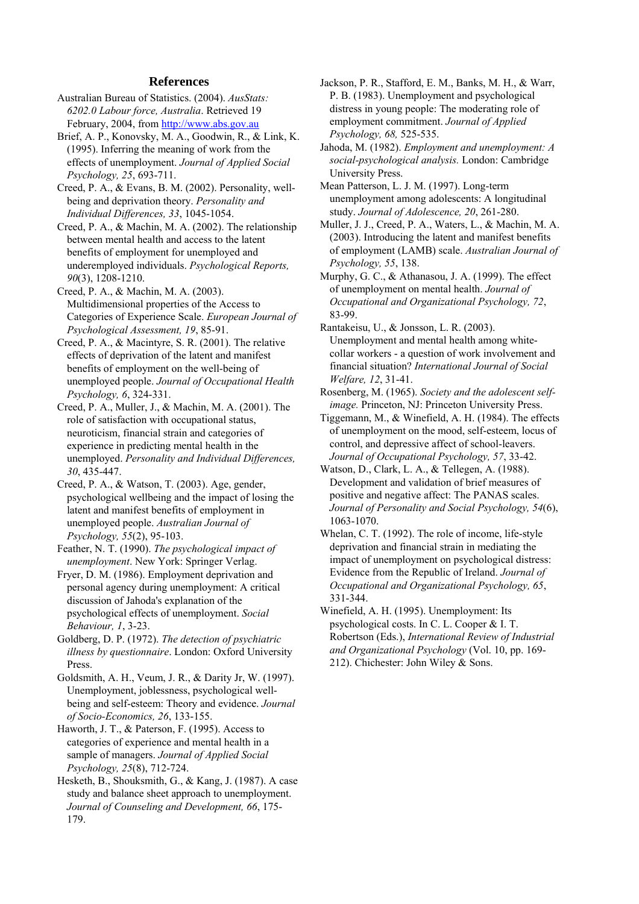## References

Australian Bureau of Statistics. (2004). *AusStats: 6202.0 Labour force, Australia*. Retrieved 19 February, 2004, from http://www.abs.gov.au

Brief, A. P., Konovsky, M. A., Goodwin, R., & Link, K. (1995). Inferring the meaning of work from the effects of unemployment. *Journal of Applied Social Psychology, 25*, 693-711.

Creed, P. A., & Evans, B. M. (2002). Personality, well-being and deprivation theory. *Personality and Individual Differences, 33*, 1045-1054.

Creed, P. A., & Machin, M. A. (2002). The relationship between mental health and access to the latent benefits of employment for unemployed and underemployed individuals. *Psychological Reports, 90*(3), 1208-1210.

Creed, P. A., & Machin, M. A. (2003). Multidimensional properties of the Access to Categories of Experience Scale. *European Journal of Psychological Assessment, 19*, 85-91.

Creed, P. A., & Macintyre, S. R. (2001). The relative effects of deprivation of the latent and manifest benefits of employment on the well-being of unemployed people. *Journal of Occupational Health Psychology, 6*, 324-331.

Creed, P. A., Muller, J., & Machin, M. A. (2001). The role of satisfaction with occupational status, neuroticism, financial strain and categories of experience in predicting mental health in the unemployed. *Personality and Individual Differences, 30*, 435-447.

Creed, P. A., & Watson, T. (2003). Age, gender, psychological wellbeing and the impact of losing the latent and manifest benefits of employment in unemployed people. *Australian Journal of Psychology, 55*(2), 95-103.

Feather, N. T. (1990). *The psychological impact of unemployment*. New York: Springer Verlag.

Fryer, D. M. (1986). Employment deprivation and personal agency during unemployment: A critical discussion of Jahoda's explanation of the psychological effects of unemployment. *Social Behaviour, 1*, 3-23.

Goldberg, D. P. (1972). *The detection of psychiatric illness by questionnaire*. London: Oxford University Press.

Goldsmith, A. H., Veum, J. R., & Darity Jr, W. (1997). Unemployment, joblessness, psychological well-being and self-esteem: Theory and evidence. *Journal of Socio-Economics, 26*, 133-155.

Haworth, J. T., & Paterson, F. (1995). Access to categories of experience and mental health in a sample of managers. *Journal of Applied Social Psychology, 25*(8), 712-724.

Hesketh, B., Shouksmith, G., & Kang, J. (1987). A case study and balance sheet approach to unemployment. *Journal of Counseling and Development, 66*, 175-179.

Jackson, P. R., Stafford, E. M., Banks, M. H., & Warr, P. B. (1983). Unemployment and psychological distress in young people: The moderating role of employment commitment. *Journal of Applied Psychology, 68,* 525-535.

Jahoda, M. (1982). *Employment and unemployment: A social-psychological analysis.* London: Cambridge University Press.

Mean Patterson, L. J. M. (1997). Long-term unemployment among adolescents: A longitudinal study. *Journal of Adolescence, 20*, 261-280.

Muller, J. J., Creed, P. A., Waters, L., & Machin, M. A. (2003). Introducing the latent and manifest benefits of employment (LAMB) scale. *Australian Journal of Psychology, 55*, 138.

Murphy, G. C., & Athanasou, J. A. (1999). The effect of unemployment on mental health. *Journal of Occupational and Organizational Psychology, 72*, 83-99.

Rantakeisu, U., & Jonsson, L. R. (2003). Unemployment and mental health among white-collar workers - a question of work involvement and financial situation? *International Journal of Social Welfare, 12*, 31-41.

Rosenberg, M. (1965). *Society and the adolescent self-image.* Princeton, NJ: Princeton University Press.

Tiggemann, M., & Winefield, A. H. (1984). The effects of unemployment on the mood, self-esteem, locus of control, and depressive affect of school-leavers. *Journal of Occupational Psychology, 57*, 33-42.

Watson, D., Clark, L. A., & Tellegen, A. (1988). Development and validation of brief measures of positive and negative affect: The PANAS scales. *Journal of Personality and Social Psychology, 54*(6), 1063-1070.

Whelan, C. T. (1992). The role of income, life-style deprivation and financial strain in mediating the impact of unemployment on psychological distress: Evidence from the Republic of Ireland. *Journal of Occupational and Organizational Psychology, 65*, 331-344.

Winefield, A. H. (1995). Unemployment: Its psychological costs. In C. L. Cooper & I. T. Robertson (Eds.), *International Review of Industrial and Organizational Psychology* (Vol. 10, pp. 169-212). Chichester: John Wiley & Sons.